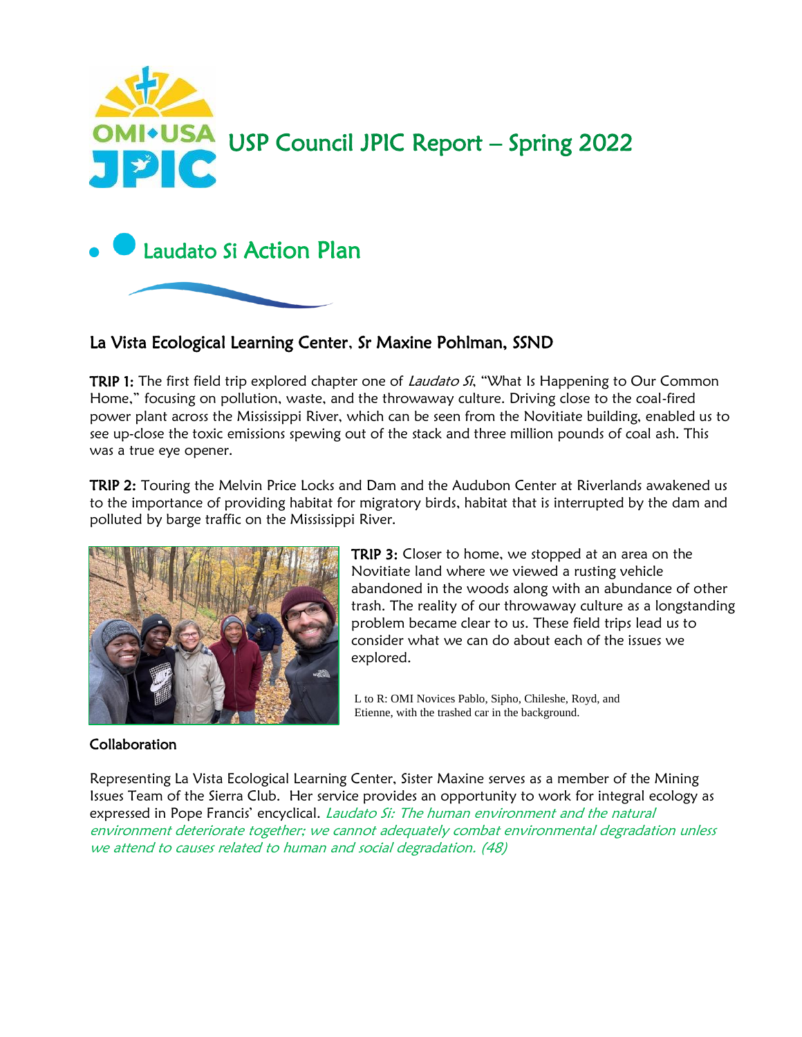# USP Council JPIC Report – Spring 2022

## Laudato Si Action Plan

### La Vista Ecological Learning Center, Sr Maxine Pohlman, SSND

**TRIP 1:** The first field trip explored chapter one of *Laudato Si*, "What Is Happening to Our Common Home," focusing on pollution, waste, and the throwaway culture. Driving close to the coal-fired power plant across the Mississippi River, which can be seen from the Novitiate building, enabled us to see up-close the toxic emissions spewing out of the stack and three million pounds of coal ash. This was a true eye opener.

**TRIP 2:** Touring the Melvin Price Locks and Dam and the Audubon Center at Riverlands awakened us to the importance of providing habitat for migratory birds, habitat that is interrupted by the dam and polluted by barge traffic on the Mississippi River.

**TRIP 3:** Closer to home, we stopped at an area on the Novitiate land where we viewed a rusting vehicle abandoned in the woods along with an abundance of other trash. The reality of our throwaway culture as a longstanding problem became clear to us. These field trips lead us to consider what we can do about each of the issues we explored.

L to R: OMI Novices Pablo, Sipho, Chileshe, Royd, and Etienne, with the trashed car in the background.

### Collaboration

Representing La Vista Ecological Learning Center, Sister Maxine serves as a member of the Mining Issues Team of the Sierra Club. Her service provides an opportunity to work for integral ecology as expressed in Pope Francis' encyclical. *Laudato Si: The human environment and the natural environment deteriorate together; we cannot adequately combat environmental degradation unless we attend to causes related to human and social degradation. (48)*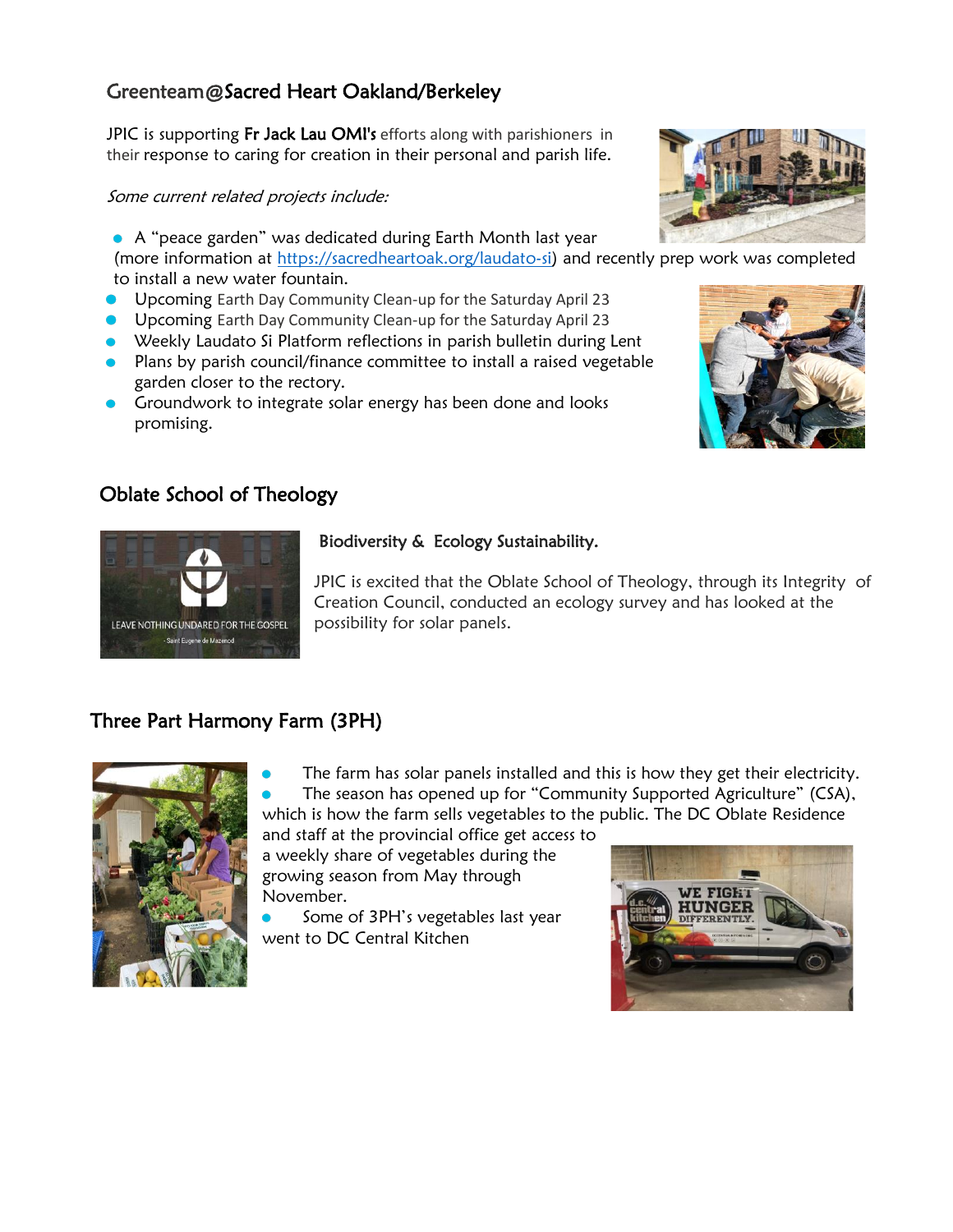## Greenteam@Sacred Heart Oakland/Berkeley

JPIC is supporting **Fr Jack Lau OMI's** efforts along with parishioners in their response to caring for creation in their personal and parish life.

*Some current related projects include:*

- A "peace garden" was dedicated during Earth Month last year (more information at [https://sacredheartoak.org/laudato-si](https://sacredheartoak.org/laudato-si)) and recently prep work was completed to install a new water fountain.
- Upcoming Earth Day Community Clean-up for the Saturday April 23
- Upcoming Earth Day Community Clean-up for the Saturday April 23
- Weekly Laudato Si Platform reflections in parish bulletin during Lent
- Plans by parish council/finance committee to install a raised vegetable garden closer to the rectory.
- Groundwork to integrate solar energy has been done and looks promising.

## Oblate School of Theology

**Biodiversity & Ecology Sustainability.**

JPIC is excited that the Oblate School of Theology, through its Integrity of Creation Council, conducted an ecology survey and has looked at the possibility for solar panels.

## Three Part Harmony Farm (3PH)

- The farm has solar panels installed and this is how they get their electricity.
- The season has opened up for "Community Supported Agriculture" (CSA), which is how the farm sells vegetables to the public. The DC Oblate Residence and staff at the provincial office get access to a weekly share of vegetables during the growing season from May through November.
- Some of 3PH's vegetables last year went to DC Central Kitchen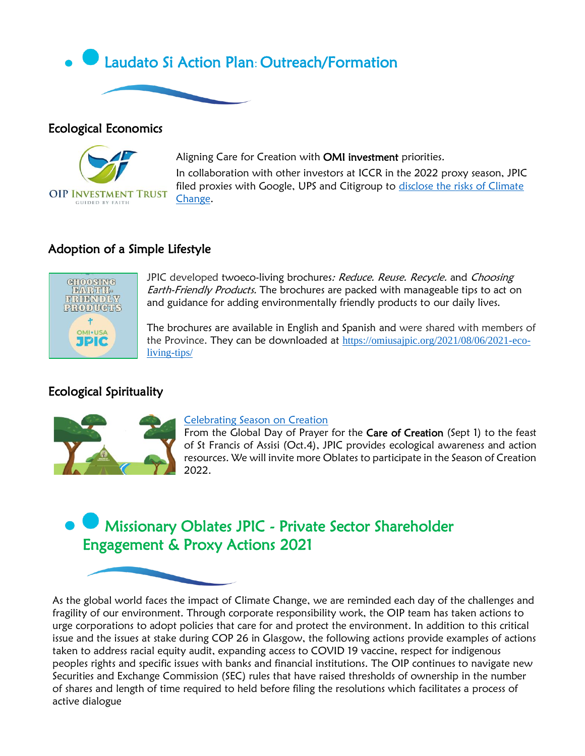# Laudato Si Action Plan: Outreach/Formation

## Ecological Economics

Aligning Care for Creation with **OMI investment** priorities.

In collaboration with other investors at ICCR in the 2022 proxy season, JPIC filed proxies with Google, UPS and Citigroup to [disclose the risks of Climate Change](#).

## Adoption of a Simple Lifestyle

JPIC developed twoeco-living brochures*: Reduce. Reuse. Recycle.* and *Choosing Earth-Friendly Products.* The brochures are packed with manageable tips to act on and guidance for adding environmentally friendly products to our daily lives.

The brochures are available in English and Spanish and were shared with members of the Province. They can be downloaded at https://omiusajpic.org/2021/08/06/2021-eco-living-tips/

## Ecological Spirituality

[Celebrating Season on Creation](#)

From the Global Day of Prayer for the **Care of Creation** (Sept 1) to the feast of St Francis of Assisi (Oct.4), JPIC provides ecological awareness and action resources. We will invite more Oblates to participate in the Season of Creation 2022.

# Missionary Oblates JPIC - Private Sector Shareholder Engagement & Proxy Actions 2021

As the global world faces the impact of Climate Change, we are reminded each day of the challenges and fragility of our environment. Through corporate responsibility work, the OIP team has taken actions to urge corporations to adopt policies that care for and protect the environment. In addition to this critical issue and the issues at stake during COP 26 in Glasgow, the following actions provide examples of actions taken to address racial equity audit, expanding access to COVID 19 vaccine, respect for indigenous peoples rights and specific issues with banks and financial institutions. The OIP continues to navigate new Securities and Exchange Commission (SEC) rules that have raised thresholds of ownership in the number of shares and length of time required to held before filing the resolutions which facilitates a process of active dialogue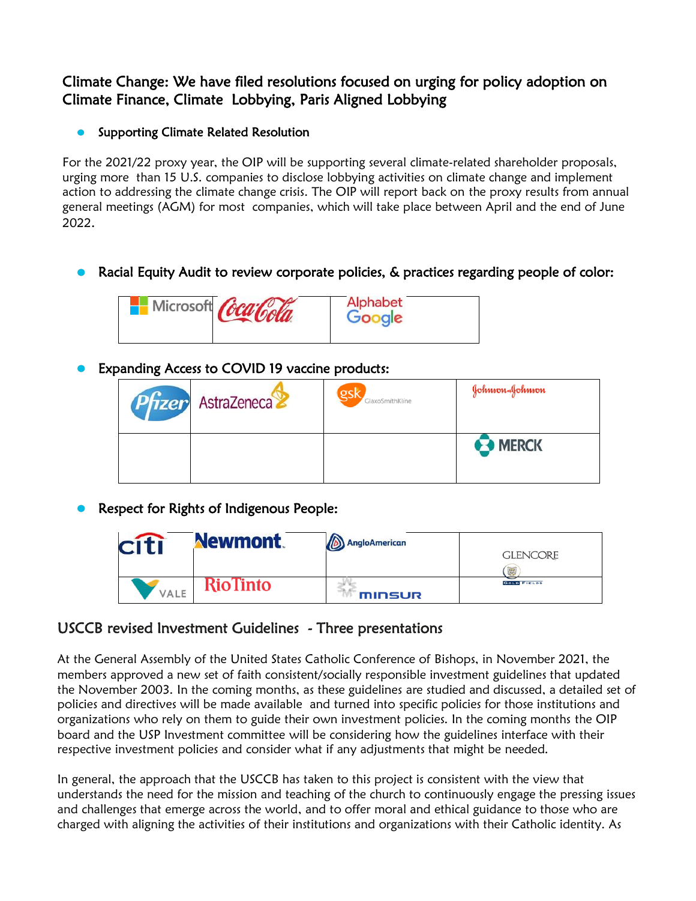## Climate Change: We have filed resolutions focused on urging for policy adoption on Climate Finance, Climate Lobbying, Paris Aligned Lobbying

- **Supporting Climate Related Resolution**

For the 2021/22 proxy year, the OIP will be supporting several climate-related shareholder proposals, urging more than 15 U.S. companies to disclose lobbying activities on climate change and implement action to addressing the climate crisis. The OIP will report back on the proxy results from annual general meetings (AGM) for most companies, which will take place between April and the end of June 2022.

- **Racial Equity Audit to review corporate policies, & practices regarding people of color:**

| Microsoft | Coca-Cola | Alphabet Google |
|---|---|---|

- **Expanding Access to COVID 19 vaccine products:**

| Pfizer | AstraZeneca | gsk GlaxoSmithKline | Johnson & Johnson |
|---|---|---|---|
| | | | MERCK |

- **Respect for Rights of Indigenous People:**

| citi | Newmont. | AngloAmerican | GLENCORE |
|---|---|---|---|
| VALE | RioTinto | minsur | Gold Fields |

## USCCB revised Investment Guidelines - Three presentations

At the General Assembly of the United States Catholic Conference of Bishops, in November 2021, the members approved a new set of faith consistent/socially responsible investment guidelines that updated the November 2003. In the coming months, as these guidelines are studied and discussed, a detailed set of policies and directives will be made available and turned into specific policies for those institutions and organizations who rely on them to guide their own investment policies. In the coming months the OIP board and the USP Investment committee will be considering how the guidelines interface with their respective investment policies and consider what if any adjustments that might be needed.

In general, the approach that the USCCB has taken to this project is consistent with the view that understands the need for the mission and teaching of the church to continuously engage the pressing issues and challenges that emerge across the world, and to offer moral and ethical guidance to those who are charged with aligning the activities of their institutions and organizations with their Catholic identity. As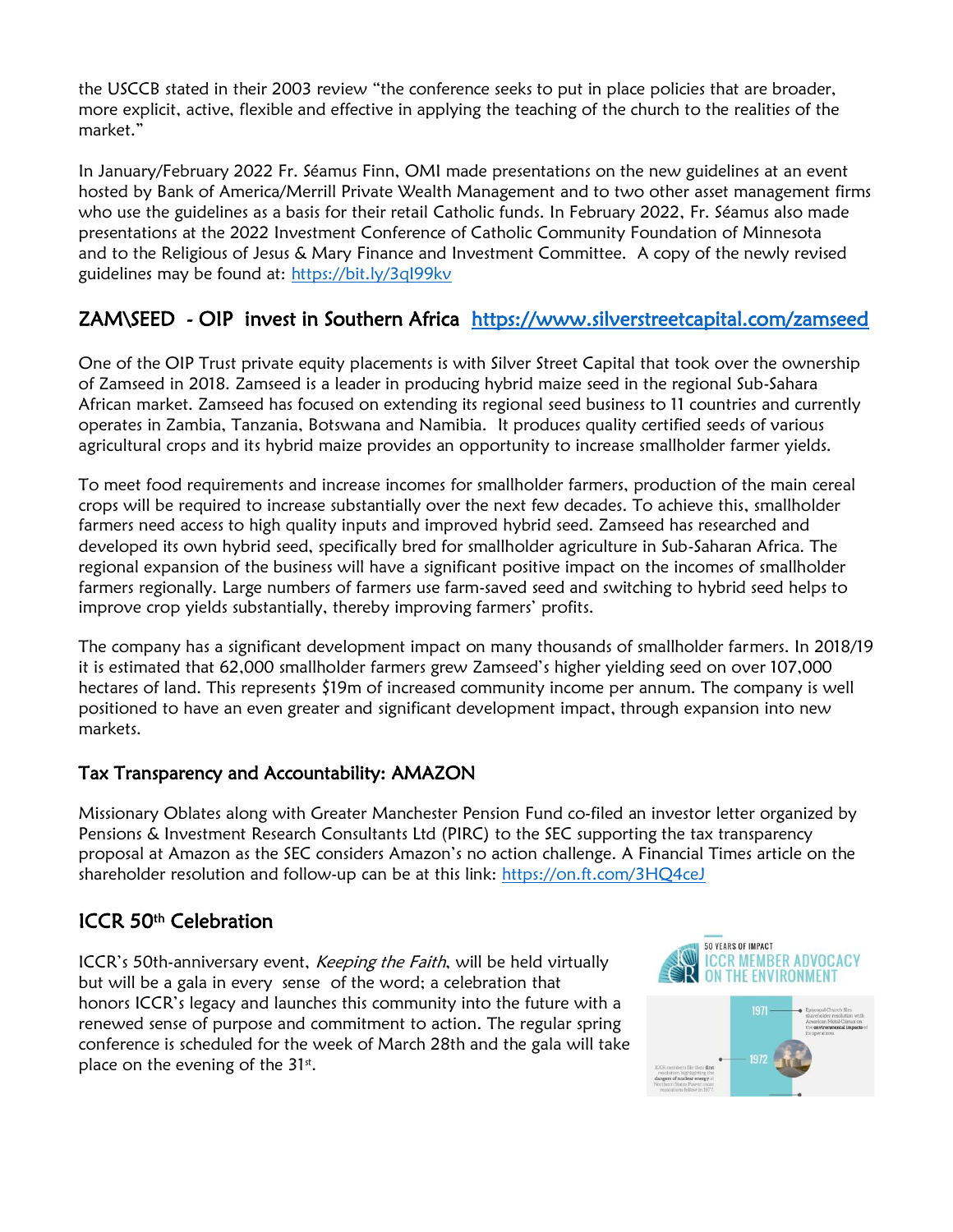the USCCB stated in their 2003 review "the conference seeks to put in place policies that are broader, more explicit, active, flexible and effective in applying the teaching of the church to the realities of the market."

In January/February 2022 Fr. Séamus Finn, OMI made presentations on the new guidelines at an event hosted by Bank of America/Merrill Private Wealth Management and to two other asset management firms who use the guidelines as a basis for their retail Catholic funds. In February 2022, Fr. Séamus also made presentations at the 2022 Investment Conference of Catholic Community Foundation of Minnesota and to the Religious of Jesus & Mary Finance and Investment Committee. A copy of the newly revised guidelines may be found at: https://bit.ly/3ql99kv

## ZAM\SEED - OIP invest in Southern Africa https://www.silverstreetcapital.com/zamseed

One of the OIP Trust private equity placements is with Silver Street Capital that took over the ownership of Zamseed in 2018. Zamseed is a leader in producing hybrid maize seed in the regional Sub-Sahara African market. Zamseed has focused on extending its regional seed business to 11 countries and currently operates in Zambia, Tanzania, Botswana and Namibia. It produces quality certified seeds of various agricultural crops and its hybrid maize provides an opportunity to increase smallholder farmer yields.

To meet food requirements and increase incomes for smallholder farmers, production of the main cereal crops will be required to increase substantially over the next few decades. To achieve this, smallholder farmers need access to high quality inputs and improved hybrid seed. Zamseed has researched and developed its own hybrid seed, specifically bred for smallholder agriculture in Sub-Saharan Africa. The regional expansion of the business will have a significant positive impact on the incomes of smallholder farmers regionally. Large numbers of farmers use farm-saved seed and switching to hybrid seed helps to improve crop yields substantially, thereby improving farmers' profits.

The company has a significant development impact on many thousands of smallholder farmers. In 2018/19 it is estimated that 62,000 smallholder farmers grew Zamseed's higher yielding seed on over 107,000 hectares of land. This represents $19m of increased community income per annum. The company is well positioned to have an even greater and significant development impact, through expansion into new markets.

### Tax Transparency and Accountability: AMAZON

Missionary Oblates along with Greater Manchester Pension Fund co-filed an investor letter organized by Pensions & Investment Research Consultants Ltd (PIRC) to the SEC supporting the tax transparency proposal at Amazon as the SEC considers Amazon's no action challenge. A Financial Times article on the shareholder resolution and follow-up can be at this link: https://on.ft.com/3HQ4ceJ

## ICCR 50th Celebration

ICCR's 50th-anniversary event, *Keeping the Faith*, will be held virtually but will be a gala in every sense of the word; a celebration that honors ICCR's legacy and launches this community into the future with a renewed sense of purpose and commitment to action. The regular spring conference is scheduled for the week of March 28th and the gala will take place on the evening of the 31st.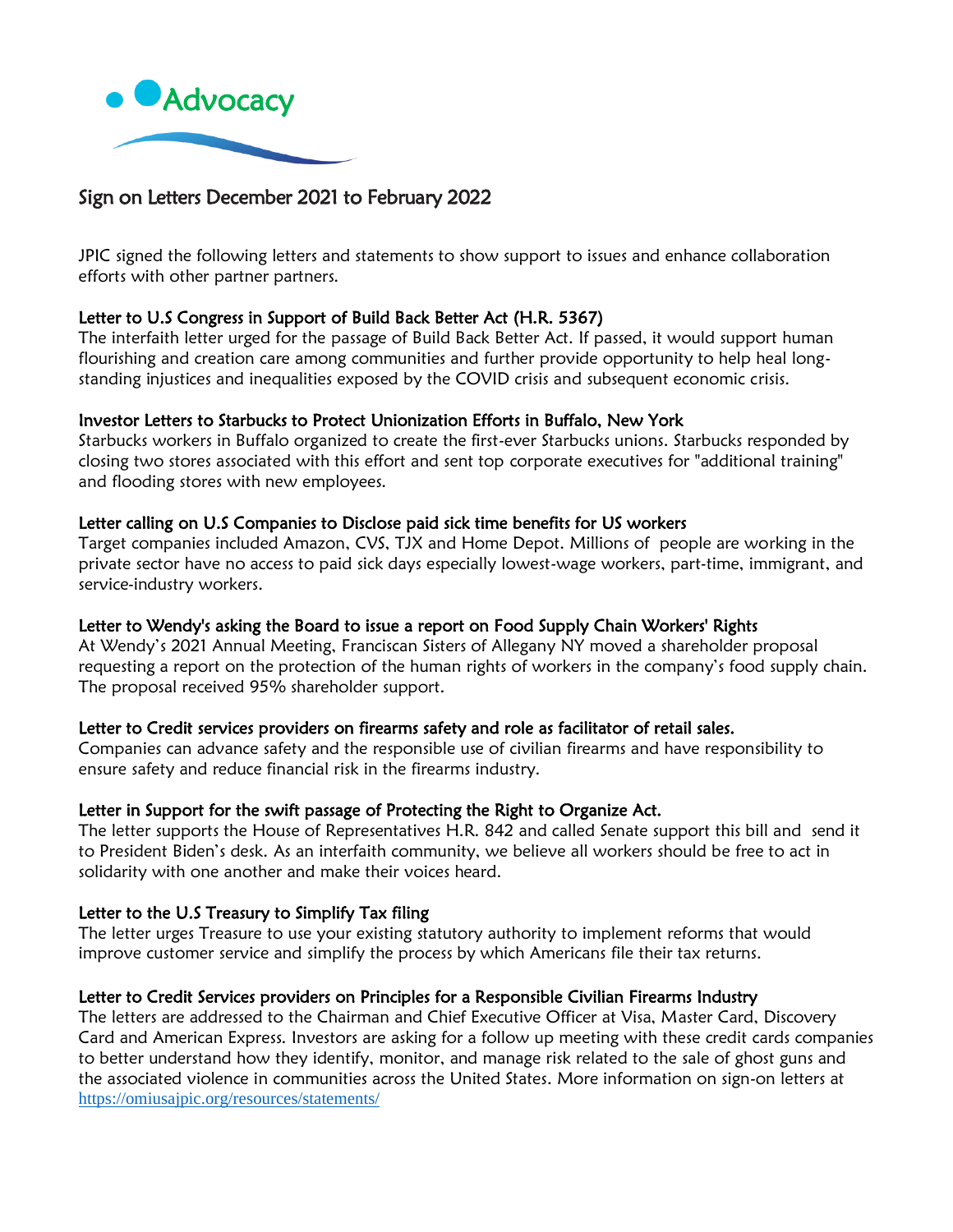# Advocacy

## Sign on Letters December 2021 to February 2022

JPIC signed the following letters and statements to show support to issues and enhance collaboration efforts with other partner partners.

### Letter to U.S Congress in Support of Build Back Better Act (H.R. 5367)

The interfaith letter urged for the passage of Build Back Better Act. If passed, it would support human flourishing and creation care among communities and further provide opportunity to help heal long-standing injustices and inequalities exposed by the COVID crisis and subsequent economic crisis.

### Investor Letters to Starbucks to Protect Unionization Efforts in Buffalo, New York

Starbucks workers in Buffalo organized to create the first-ever Starbucks unions. Starbucks responded by closing two stores associated with this effort and sent top corporate executives for "additional training" and flooding stores with new employees.

### Letter calling on U.S Companies to Disclose paid sick time benefits for US workers

Target companies included Amazon, CVS, TJX and Home Depot. Millions of people are working in the private sector have no access to paid sick days especially lowest-wage workers, part-time, immigrant, and service-industry workers.

### Letter to Wendy's asking the Board to issue a report on Food Supply Chain Workers' Rights

At Wendy's 2021 Annual Meeting, Franciscan Sisters of Allegany NY moved a shareholder proposal requesting a report on the protection of the human rights of workers in the company's food supply chain. The proposal received 95% shareholder support.

### Letter to Credit services providers on firearms safety and role as facilitator of retail sales.

Companies can advance safety and the responsible use of civilian firearms and have responsibility to ensure safety and reduce financial risk in the firearms industry.

### Letter in Support for the swift passage of Protecting the Right to Organize Act.

The letter supports the House of Representatives H.R. 842 and called Senate support this bill and send it to President Biden's desk. As an interfaith community, we believe all workers should be free to act in solidarity with one another and make their voices heard.

### Letter to the U.S Treasury to Simplify Tax filing

The letter urges Treasure to use your existing statutory authority to implement reforms that would improve customer service and simplify the process by which Americans file their tax returns.

### Letter to Credit Services providers on Principles for a Responsible Civilian Firearms Industry

The letters are addressed to the Chairman and Chief Executive Officer at Visa, Master Card, Discovery Card and American Express. Investors are asking for a follow up meeting with these credit cards companies to better understand how they identify, monitor, and manage risk related to the sale of ghost guns and the associated violence in communities across the United States. More information on sign-on letters at https://omiusajpic.org/resources/statements/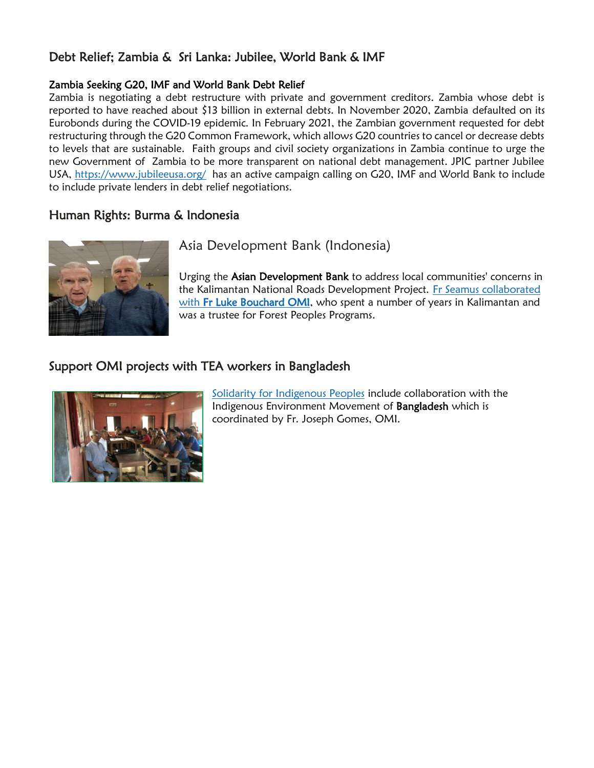## Debt Relief; Zambia & Sri Lanka: Jubilee, World Bank & IMF

### Zambia Seeking G20, IMF and World Bank Debt Relief

Zambia is negotiating a debt restructure with private and government creditors. Zambia whose debt is reported to have reached about $13 billion in external debts. In November 2020, Zambia defaulted on its Eurobonds during the COVID-19 epidemic. In February 2021, the Zambian government requested for debt restructuring through the G20 Common Framework, which allows G20 countries to cancel or decrease debts to levels that are sustainable. Faith groups and civil society organizations in Zambia continue to urge the new Government of Zambia to be more transparent on national debt management. JPIC partner Jubilee USA, https://www.jubileeusa.org/ has an active campaign calling on G20, IMF and World Bank to include to include private lenders in debt relief negotiations.

## Human Rights: Burma & Indonesia

### Asia Development Bank (Indonesia)

Urging the **Asian Development Bank** to address local communities' concerns in the Kalimantan National Roads Development Project. Fr Seamus collaborated with **Fr Luke Bouchard OMI**, who spent a number of years in Kalimantan and was a trustee for Forest Peoples Programs.

## Support OMI projects with TEA workers in Bangladesh

Solidarity for Indigenous Peoples include collaboration with the Indigenous Environment Movement of **Bangladesh** which is coordinated by Fr. Joseph Gomes, OMI.